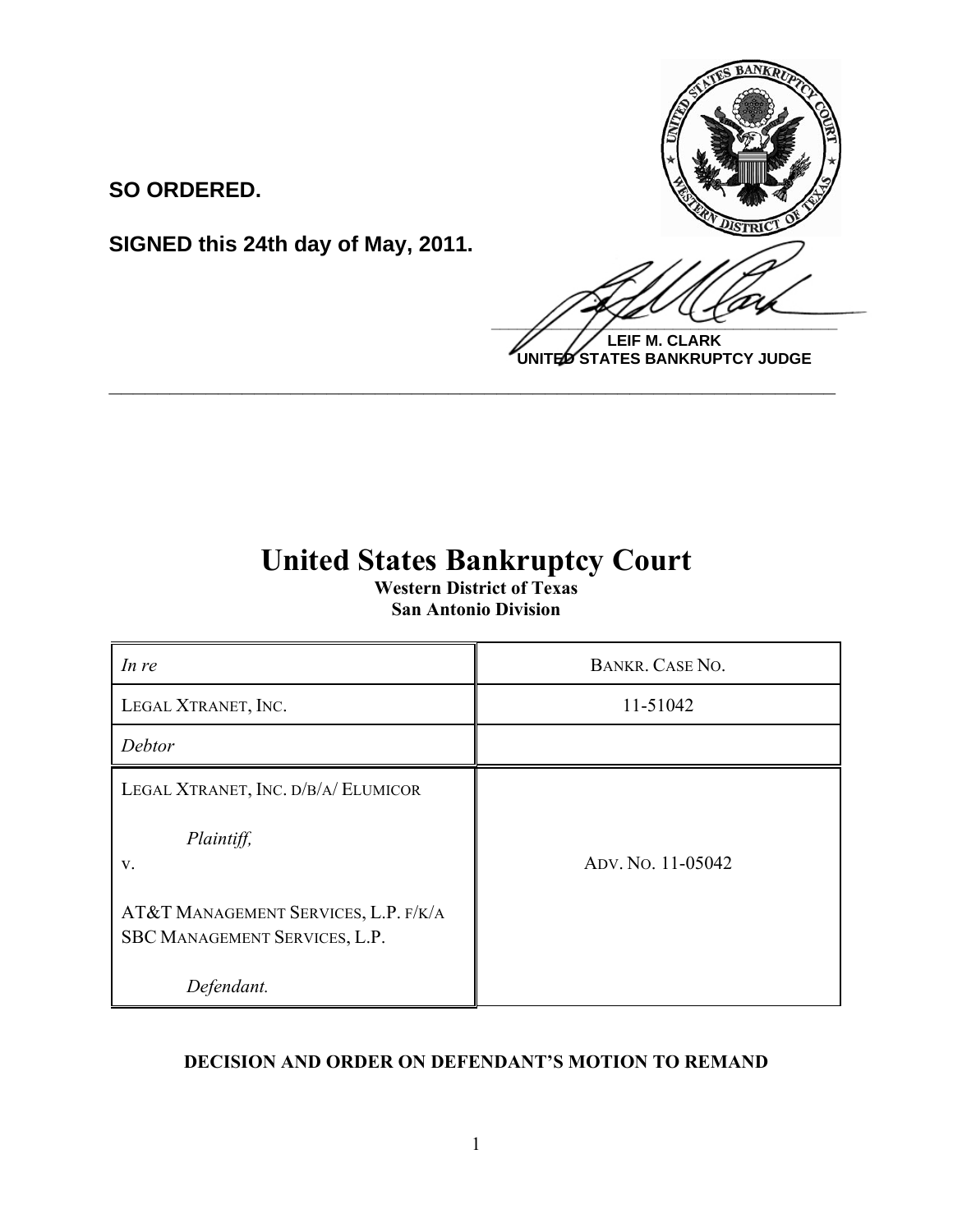**SO ORDERED.**

**SIGNED this 24th day of May, 2011.**

**LEIF M. CLARK**
**UNITED STATES BANKRUPTCY JUDGE**

---

# United States Bankruptcy Court

**Western District of Texas**
**San Antonio Division**

| *In re* | BANKR. CASE NO. |
|---|---|
| LEGAL XTRANET, INC. | 11-51042 |
| *Debtor* | |
| LEGAL XTRANET, INC. D/B/A/ ELUMICOR<br><br>*Plaintiff,*<br>v.<br><br>AT&T MANAGEMENT SERVICES, L.P. F/K/A SBC MANAGEMENT SERVICES, L.P.<br><br>*Defendant.* | ADV. NO. 11-05042 |

**DECISION AND ORDER ON DEFENDANT'S MOTION TO REMAND**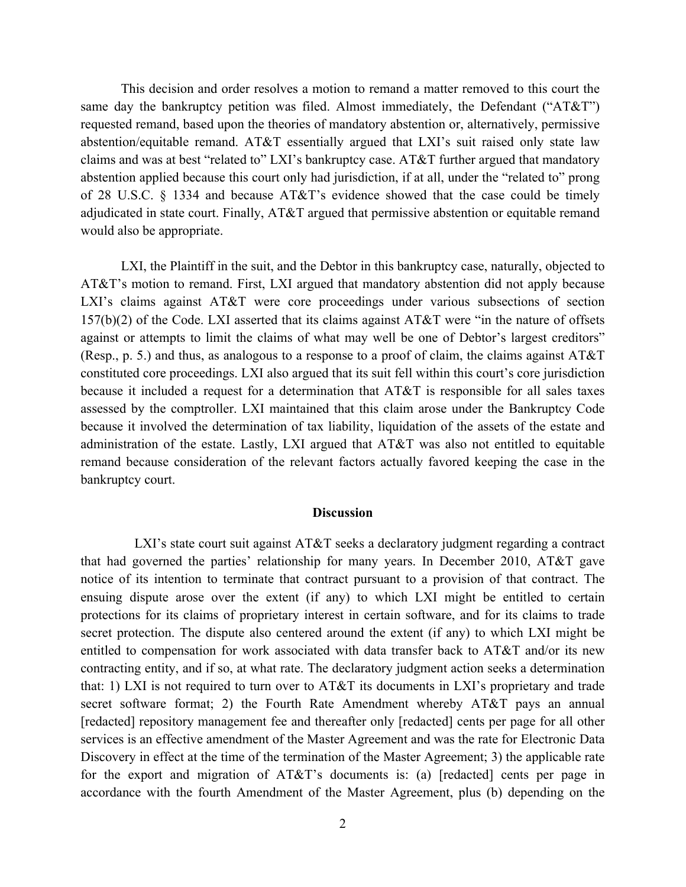This decision and order resolves a motion to remand a matter removed to this court the same day the bankruptcy petition was filed. Almost immediately, the Defendant ("AT&T") requested remand, based upon the theories of mandatory abstention or, alternatively, permissive abstention/equitable remand. AT&T essentially argued that LXI's suit raised only state law claims and was at best "related to" LXI's bankruptcy case. AT&T further argued that mandatory abstention applied because this court only had jurisdiction, if at all, under the "related to" prong of 28 U.S.C. § 1334 and because AT&T's evidence showed that the case could be timely adjudicated in state court. Finally, AT&T argued that permissive abstention or equitable remand would also be appropriate.

LXI, the Plaintiff in the suit, and the Debtor in this bankruptcy case, naturally, objected to AT&T's motion to remand. First, LXI argued that mandatory abstention did not apply because LXI's claims against AT&T were core proceedings under various subsections of section 157(b)(2) of the Code. LXI asserted that its claims against AT&T were "in the nature of offsets against or attempts to limit the claims of what may well be one of Debtor's largest creditors" (Resp., p. 5.) and thus, as analogous to a response to a proof of claim, the claims against AT&T constituted core proceedings. LXI also argued that its suit fell within this court's core jurisdiction because it included a request for a determination that AT&T is responsible for all sales taxes assessed by the comptroller. LXI maintained that this claim arose under the Bankruptcy Code because it involved the determination of tax liability, liquidation of the assets of the estate and administration of the estate. Lastly, LXI argued that AT&T was also not entitled to equitable remand because consideration of the relevant factors actually favored keeping the case in the bankruptcy court.

## Discussion

LXI's state court suit against AT&T seeks a declaratory judgment regarding a contract that had governed the parties' relationship for many years. In December 2010, AT&T gave notice of its intention to terminate that contract pursuant to a provision of that contract. The ensuing dispute arose over the extent (if any) to which LXI might be entitled to certain protections for its claims of proprietary interest in certain software, and for its claims to trade secret protection. The dispute also centered around the extent (if any) to which LXI might be entitled to compensation for work associated with data transfer back to AT&T and/or its new contracting entity, and if so, at what rate. The declaratory judgment action seeks a determination that: 1) LXI is not required to turn over to AT&T its documents in LXI's proprietary and trade secret software format; 2) the Fourth Rate Amendment whereby AT&T pays an annual [redacted] repository management fee and thereafter only [redacted] cents per page for all other services is an effective amendment of the Master Agreement and was the rate for Electronic Data Discovery in effect at the time of the termination of the Master Agreement; 3) the applicable rate for the export and migration of AT&T's documents is: (a) [redacted] cents per page in accordance with the fourth Amendment of the Master Agreement, plus (b) depending on the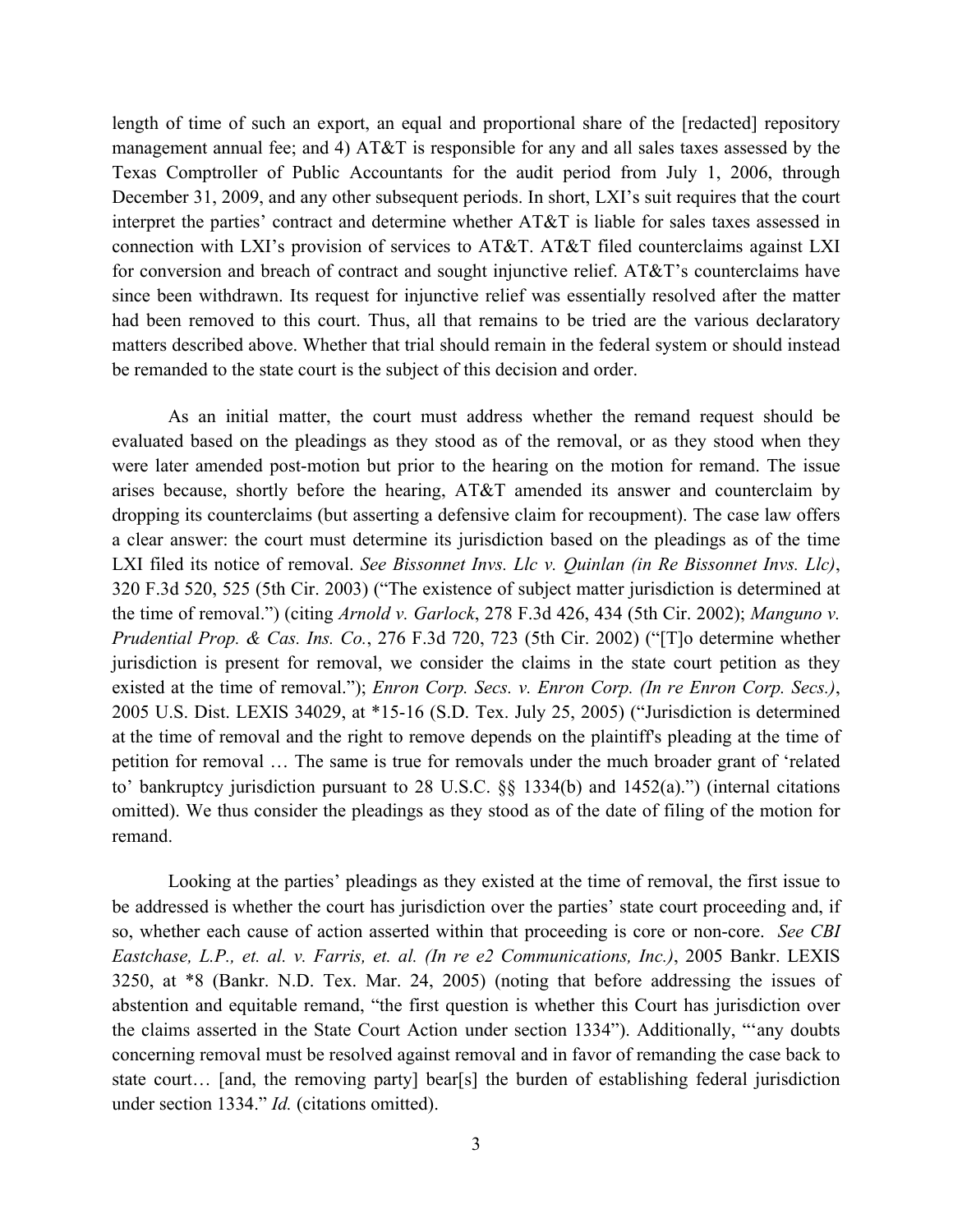length of time of such an export, an equal and proportional share of the [redacted] repository management annual fee; and 4) AT&T is responsible for any and all sales taxes assessed by the Texas Comptroller of Public Accountants for the audit period from July 1, 2006, through December 31, 2009, and any other subsequent periods. In short, LXI's suit requires that the court interpret the parties' contract and determine whether AT&T is liable for sales taxes assessed in connection with LXI's provision of services to AT&T. AT&T filed counterclaims against LXI for conversion and breach of contract and sought injunctive relief. AT&T's counterclaims have since been withdrawn. Its request for injunctive relief was essentially resolved after the matter had been removed to this court. Thus, all that remains to be tried are the various declaratory matters described above. Whether that trial should remain in the federal system or should instead be remanded to the state court is the subject of this decision and order.

As an initial matter, the court must address whether the remand request should be evaluated based on the pleadings as they stood as of the removal, or as they stood when they were later amended post-motion but prior to the hearing on the motion for remand. The issue arises because, shortly before the hearing, AT&T amended its answer and counterclaim by dropping its counterclaims (but asserting a defensive claim for recoupment). The case law offers a clear answer: the court must determine its jurisdiction based on the pleadings as of the time LXI filed its notice of removal. *See Bissonnet Invs. Llc v. Quinlan (in Re Bissonnet Invs. Llc)*, 320 F.3d 520, 525 (5th Cir. 2003) ("The existence of subject matter jurisdiction is determined at the time of removal.") (citing *Arnold v. Garlock*, 278 F.3d 426, 434 (5th Cir. 2002); *Manguno v. Prudential Prop. & Cas. Ins. Co.*, 276 F.3d 720, 723 (5th Cir. 2002) ("[T]o determine whether jurisdiction is present for removal, we consider the claims in the state court petition as they existed at the time of removal."); *Enron Corp. Secs. v. Enron Corp. (In re Enron Corp. Secs.)*, 2005 U.S. Dist. LEXIS 34029, at *15-16 (S.D. Tex. July 25, 2005) ("Jurisdiction is determined at the time of removal and the right to remove depends on the plaintiff's pleading at the time of petition for removal … The same is true for removals under the much broader grant of 'related to' bankruptcy jurisdiction pursuant to 28 U.S.C. §§ 1334(b) and 1452(a).") (internal citations omitted). We thus consider the pleadings as they stood as of the date of filing of the motion for remand.

Looking at the parties' pleadings as they existed at the time of removal, the first issue to be addressed is whether the court has jurisdiction over the parties' state court proceeding and, if so, whether each cause of action asserted within that proceeding is core or non-core. *See CBI Eastchase, L.P., et. al. v. Farris, et. al. (In re e2 Communications, Inc.)*, 2005 Bankr. LEXIS 3250, at *8 (Bankr. N.D. Tex. Mar. 24, 2005) (noting that before addressing the issues of abstention and equitable remand, "the first question is whether this Court has jurisdiction over the claims asserted in the State Court Action under section 1334"). Additionally, "'any doubts concerning removal must be resolved against removal and in favor of remanding the case back to state court… [and, the removing party] bear[s] the burden of establishing federal jurisdiction under section 1334." *Id.* (citations omitted).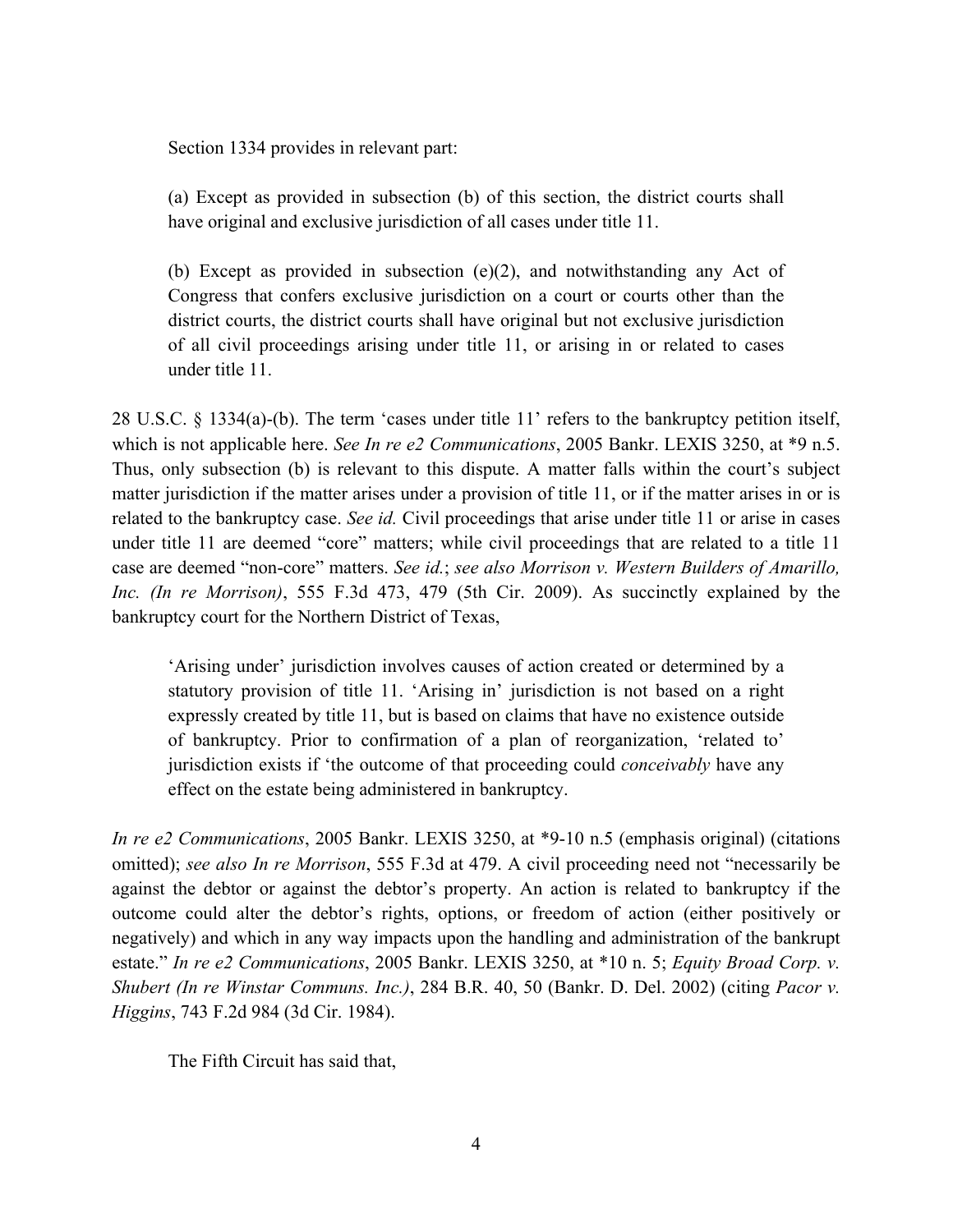Section 1334 provides in relevant part:

> (a) Except as provided in subsection (b) of this section, the district courts shall have original and exclusive jurisdiction of all cases under title 11.
>
> (b) Except as provided in subsection (e)(2), and notwithstanding any Act of Congress that confers exclusive jurisdiction on a court or courts other than the district courts, the district courts shall have original but not exclusive jurisdiction of all civil proceedings arising under title 11, or arising in or related to cases under title 11.

28 U.S.C. § 1334(a)-(b). The term 'cases under title 11' refers to the bankruptcy petition itself, which is not applicable here. *See In re e2 Communications*, 2005 Bankr. LEXIS 3250, at *9 n.5. Thus, only subsection (b) is relevant to this dispute. A matter falls within the court's subject matter jurisdiction if the matter arises under a provision of title 11, or if the matter arises in or is related to the bankruptcy case. *See id.* Civil proceedings that arise under title 11 or arise in cases under title 11 are deemed "core" matters; while civil proceedings that are related to a title 11 case are deemed "non-core" matters. *See id.*; *see also Morrison v. Western Builders of Amarillo, Inc. (In re Morrison)*, 555 F.3d 473, 479 (5th Cir. 2009). As succinctly explained by the bankruptcy court for the Northern District of Texas,

> 'Arising under' jurisdiction involves causes of action created or determined by a statutory provision of title 11. 'Arising in' jurisdiction is not based on a right expressly created by title 11, but is based on claims that have no existence outside of bankruptcy. Prior to confirmation of a plan of reorganization, 'related to' jurisdiction exists if 'the outcome of that proceeding could *conceivably* have any effect on the estate being administered in bankruptcy.

*In re e2 Communications*, 2005 Bankr. LEXIS 3250, at *9-10 n.5 (emphasis original) (citations omitted); *see also In re Morrison*, 555 F.3d at 479. A civil proceeding need not "necessarily be against the debtor or against the debtor's property. An action is related to bankruptcy if the outcome could alter the debtor's rights, options, or freedom of action (either positively or negatively) and which in any way impacts upon the handling and administration of the bankrupt estate." *In re e2 Communications*, 2005 Bankr. LEXIS 3250, at *10 n. 5; *Equity Broad Corp. v. Shubert (In re Winstar Communs. Inc.)*, 284 B.R. 40, 50 (Bankr. D. Del. 2002) (citing *Pacor v. Higgins*, 743 F.2d 984 (3d Cir. 1984).

The Fifth Circuit has said that,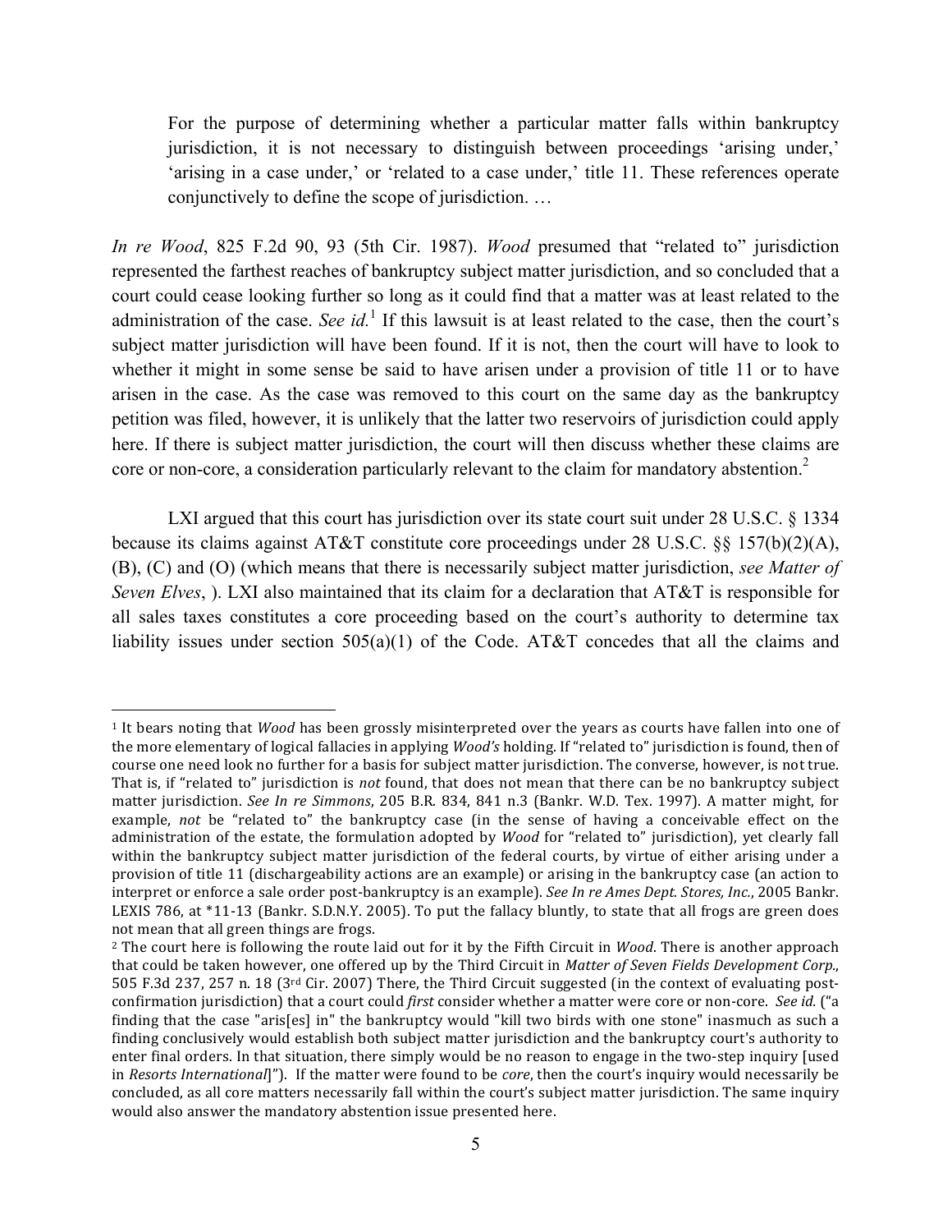> For the purpose of determining whether a particular matter falls within bankruptcy jurisdiction, it is not necessary to distinguish between proceedings 'arising under,' 'arising in a case under,' or 'related to a case under,' title 11. These references operate conjunctively to define the scope of jurisdiction. …

*In re Wood*, 825 F.2d 90, 93 (5th Cir. 1987). *Wood* presumed that "related to" jurisdiction represented the farthest reaches of bankruptcy subject matter jurisdiction, and so concluded that a court could cease looking further so long as it could find that a matter was at least related to the administration of the case. *See id.*[1] If this lawsuit is at least related to the case, then the court's subject matter jurisdiction will have been found. If it is not, then the court will have to look to whether it might in some sense be said to have arisen under a provision of title 11 or to have arisen in the case. As the case was removed to this court on the same day as the bankruptcy petition was filed, however, it is unlikely that the latter two reservoirs of jurisdiction could apply here. If there is subject matter jurisdiction, the court will then discuss whether these claims are core or non-core, a consideration particularly relevant to the claim for mandatory abstention.[2]

LXI argued that this court has jurisdiction over its state court suit under 28 U.S.C. § 1334 because its claims against AT&T constitute core proceedings under 28 U.S.C. §§ 157(b)(2)(A), (B), (C) and (O) (which means that there is necessarily subject matter jurisdiction, *see Matter of Seven Elves*, ). LXI also maintained that its claim for a declaration that AT&T is responsible for all sales taxes constitutes a core proceeding based on the court's authority to determine tax liability issues under section 505(a)(1) of the Code. AT&T concedes that all the claims and

---

[1] It bears noting that *Wood* has been grossly misinterpreted over the years as courts have fallen into one of the more elementary of logical fallacies in applying *Wood's* holding. If "related to" jurisdiction is found, then of course one need look no further for a basis for subject matter jurisdiction. The converse, however, is not true. That is, if "related to" jurisdiction is *not* found, that does not mean that there can be no bankruptcy subject matter jurisdiction. *See In re Simmons*, 205 B.R. 834, 841 n.3 (Bankr. W.D. Tex. 1997). A matter might, for example, *not* be "related to" the bankruptcy case (in the sense of having a conceivable effect on the administration of the estate, the formulation adopted by *Wood* for "related to" jurisdiction), yet clearly fall within the bankruptcy subject matter jurisdiction of the federal courts, by virtue of either arising under a provision of title 11 (dischargeability actions are an example) or arising in the bankruptcy case (an action to interpret or enforce a sale order post-bankruptcy is an example). *See In re Ames Dept. Stores, Inc.*, 2005 Bankr. LEXIS 786, at *11-13 (Bankr. S.D.N.Y. 2005). To put the fallacy bluntly, to state that all frogs are green does not mean that all green things are frogs.

[2] The court here is following the route laid out for it by the Fifth Circuit in *Wood*. There is another approach that could be taken however, one offered up by the Third Circuit in *Matter of Seven Fields Development Corp.*, 505 F.3d 237, 257 n. 18 (3rd Cir. 2007) There, the Third Circuit suggested (in the context of evaluating post-confirmation jurisdiction) that a court could *first* consider whether a matter were core or non-core. *See id.* ("a finding that the case "aris[es] in" the bankruptcy would "kill two birds with one stone" inasmuch as such a finding conclusively would establish both subject matter jurisdiction and the bankruptcy court's authority to enter final orders. In that situation, there simply would be no reason to engage in the two-step inquiry [used in *Resorts International*]"). If the matter were found to be *core*, then the court's inquiry would necessarily be concluded, as all core matters necessarily fall within the court's subject matter jurisdiction. The same inquiry would also answer the mandatory abstention issue presented here.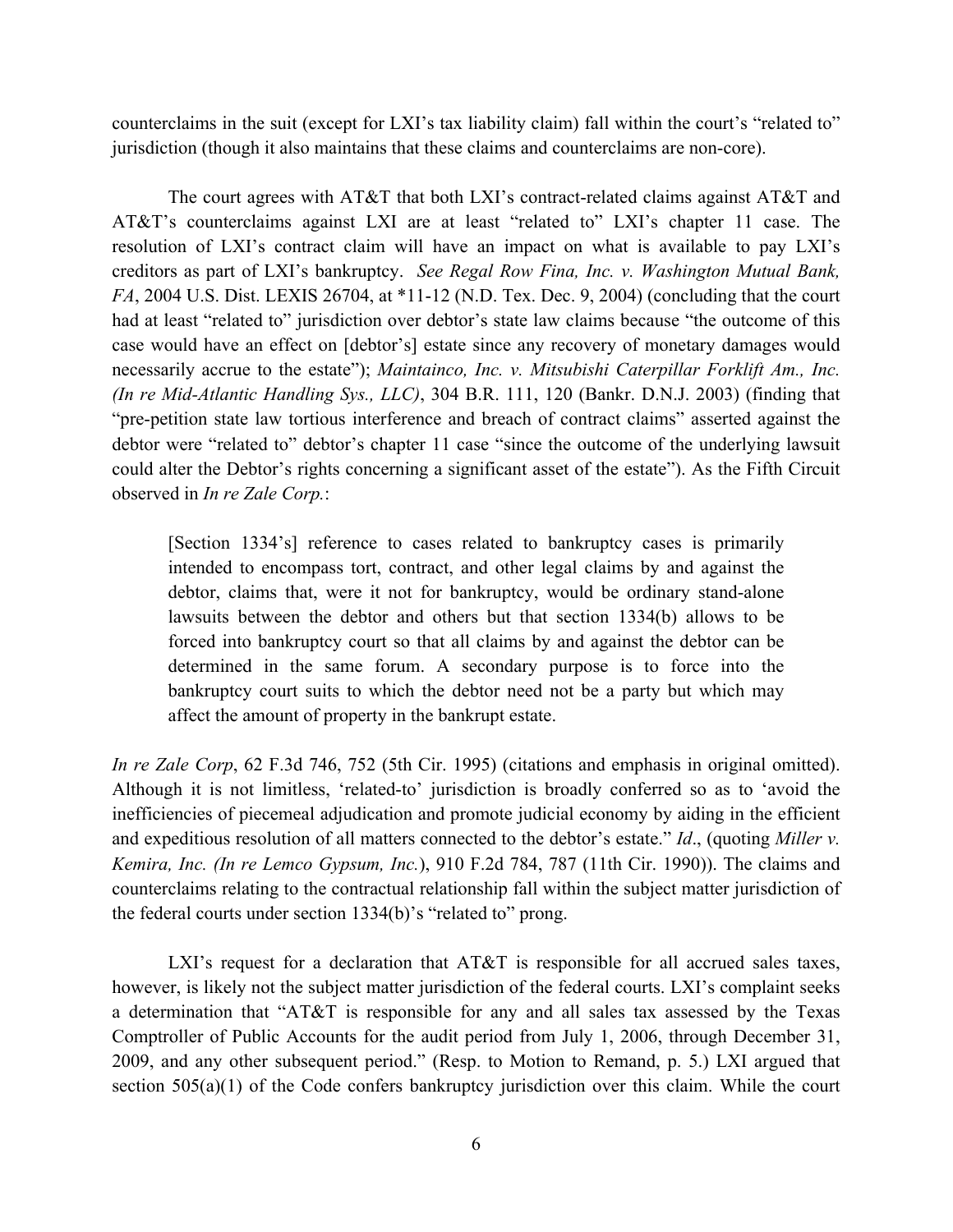counterclaims in the suit (except for LXI's tax liability claim) fall within the court's "related to" jurisdiction (though it also maintains that these claims and counterclaims are non-core).

The court agrees with AT&T that both LXI's contract-related claims against AT&T and AT&T's counterclaims against LXI are at least "related to" LXI's chapter 11 case. The resolution of LXI's contract claim will have an impact on what is available to pay LXI's creditors as part of LXI's bankruptcy. *See Regal Row Fina, Inc. v. Washington Mutual Bank, FA*, 2004 U.S. Dist. LEXIS 26704, at *11-12 (N.D. Tex. Dec. 9, 2004) (concluding that the court had at least "related to" jurisdiction over debtor's state law claims because "the outcome of this case would have an effect on [debtor's] estate since any recovery of monetary damages would necessarily accrue to the estate"); *Maintainco, Inc. v. Mitsubishi Caterpillar Forklift Am., Inc. (In re Mid-Atlantic Handling Sys., LLC)*, 304 B.R. 111, 120 (Bankr. D.N.J. 2003) (finding that "pre-petition state law tortious interference and breach of contract claims" asserted against the debtor were "related to" debtor's chapter 11 case "since the outcome of the underlying lawsuit could alter the Debtor's rights concerning a significant asset of the estate"). As the Fifth Circuit observed in *In re Zale Corp.*:

> [Section 1334's] reference to cases related to bankruptcy cases is primarily intended to encompass tort, contract, and other legal claims by and against the debtor, claims that, were it not for bankruptcy, would be ordinary stand-alone lawsuits between the debtor and others but that section 1334(b) allows to be forced into bankruptcy court so that all claims by and against the debtor can be determined in the same forum. A secondary purpose is to force into the bankruptcy court suits to which the debtor need not be a party but which may affect the amount of property in the bankrupt estate.

*In re Zale Corp*, 62 F.3d 746, 752 (5th Cir. 1995) (citations and emphasis in original omitted). Although it is not limitless, 'related-to' jurisdiction is broadly conferred so as to 'avoid the inefficiencies of piecemeal adjudication and promote judicial economy by aiding in the efficient and expeditious resolution of all matters connected to the debtor's estate." *Id*., (quoting *Miller v. Kemira, Inc. (In re Lemco Gypsum, Inc.*), 910 F.2d 784, 787 (11th Cir. 1990)). The claims and counterclaims relating to the contractual relationship fall within the subject matter jurisdiction of the federal courts under section 1334(b)'s "related to" prong.

LXI's request for a declaration that AT&T is responsible for all accrued sales taxes, however, is likely not the subject matter jurisdiction of the federal courts. LXI's complaint seeks a determination that "AT&T is responsible for any and all sales tax assessed by the Texas Comptroller of Public Accounts for the audit period from July 1, 2006, through December 31, 2009, and any other subsequent period." (Resp. to Motion to Remand, p. 5.) LXI argued that section 505(a)(1) of the Code confers bankruptcy jurisdiction over this claim. While the court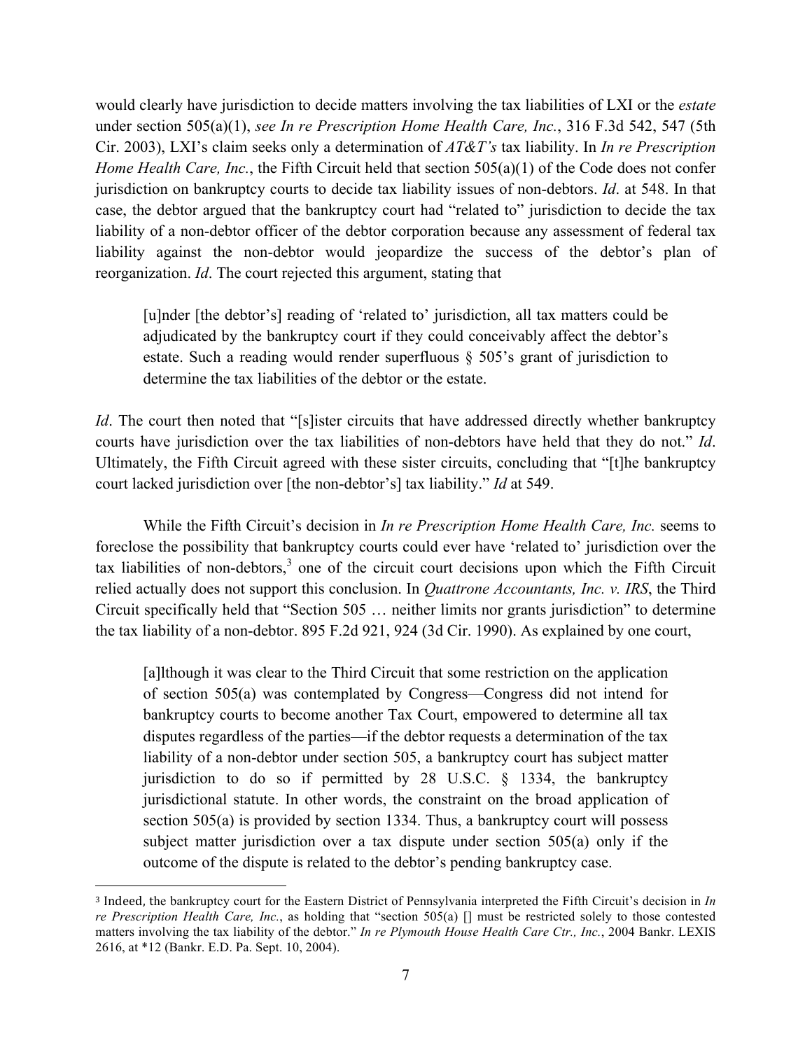would clearly have jurisdiction to decide matters involving the tax liabilities of LXI or the *estate* under section 505(a)(1), *see In re Prescription Home Health Care, Inc.*, 316 F.3d 542, 547 (5th Cir. 2003), LXI's claim seeks only a determination of *AT&T's* tax liability. In *In re Prescription Home Health Care, Inc.*, the Fifth Circuit held that section 505(a)(1) of the Code does not confer jurisdiction on bankruptcy courts to decide tax liability issues of non-debtors. *Id*. at 548. In that case, the debtor argued that the bankruptcy court had "related to" jurisdiction to decide the tax liability of a non-debtor officer of the debtor corporation because any assessment of federal tax liability against the non-debtor would jeopardize the success of the debtor's plan of reorganization. *Id*. The court rejected this argument, stating that

> [u]nder [the debtor's] reading of 'related to' jurisdiction, all tax matters could be adjudicated by the bankruptcy court if they could conceivably affect the debtor's estate. Such a reading would render superfluous § 505's grant of jurisdiction to determine the tax liabilities of the debtor or the estate.

*Id*. The court then noted that "[s]ister circuits that have addressed directly whether bankruptcy courts have jurisdiction over the tax liabilities of non-debtors have held that they do not." *Id*. Ultimately, the Fifth Circuit agreed with these sister circuits, concluding that "[t]he bankruptcy court lacked jurisdiction over [the non-debtor's] tax liability." *Id* at 549.

While the Fifth Circuit's decision in *In re Prescription Home Health Care, Inc.* seems to foreclose the possibility that bankruptcy courts could ever have 'related to' jurisdiction over the tax liabilities of non-debtors,[3] one of the circuit court decisions upon which the Fifth Circuit relied actually does not support this conclusion. In *Quattrone Accountants, Inc. v. IRS*, the Third Circuit specifically held that "Section 505 … neither limits nor grants jurisdiction" to determine the tax liability of a non-debtor. 895 F.2d 921, 924 (3d Cir. 1990). As explained by one court,

> [a]lthough it was clear to the Third Circuit that some restriction on the application of section 505(a) was contemplated by Congress—Congress did not intend for bankruptcy courts to become another Tax Court, empowered to determine all tax disputes regardless of the parties—if the debtor requests a determination of the tax liability of a non-debtor under section 505, a bankruptcy court has subject matter jurisdiction to do so if permitted by 28 U.S.C. § 1334, the bankruptcy jurisdictional statute. In other words, the constraint on the broad application of section 505(a) is provided by section 1334. Thus, a bankruptcy court will possess subject matter jurisdiction over a tax dispute under section 505(a) only if the outcome of the dispute is related to the debtor's pending bankruptcy case.

---

[3] Indeed, the bankruptcy court for the Eastern District of Pennsylvania interpreted the Fifth Circuit's decision in *In re Prescription Health Care, Inc.*, as holding that "section 505(a) [] must be restricted solely to those contested matters involving the tax liability of the debtor." *In re Plymouth House Health Care Ctr., Inc.*, 2004 Bankr. LEXIS 2616, at *12 (Bankr. E.D. Pa. Sept. 10, 2004).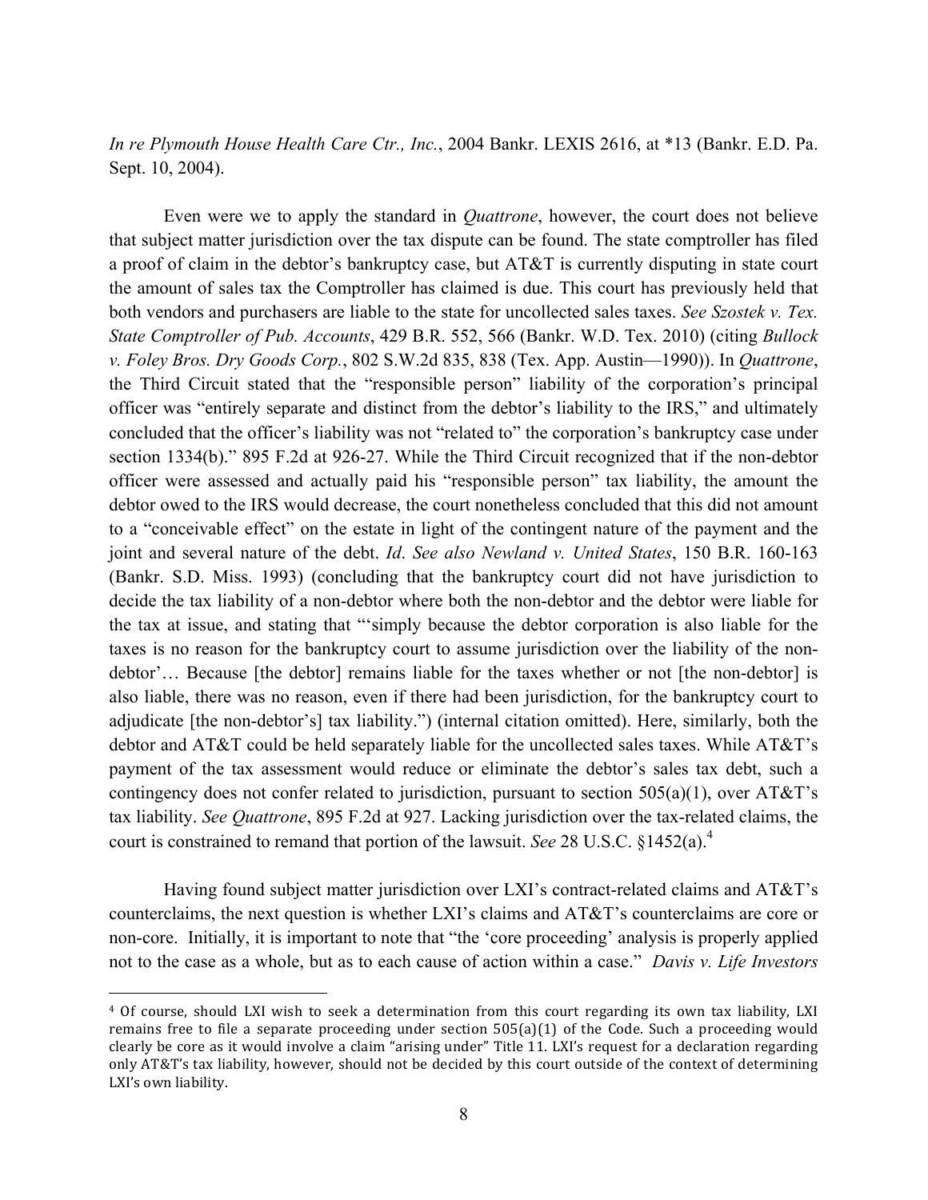*In re Plymouth House Health Care Ctr., Inc.*, 2004 Bankr. LEXIS 2616, at *13 (Bankr. E.D. Pa. Sept. 10, 2004).

Even were we to apply the standard in *Quattrone*, however, the court does not believe that subject matter jurisdiction over the tax dispute can be found. The state comptroller has filed a proof of claim in the debtor's bankruptcy case, but AT&T is currently disputing in state court the amount of sales tax the Comptroller has claimed is due. This court has previously held that both vendors and purchasers are liable to the state for uncollected sales taxes. *See Szostek v. Tex. State Comptroller of Pub. Accounts*, 429 B.R. 552, 566 (Bankr. W.D. Tex. 2010) (citing *Bullock v. Foley Bros. Dry Goods Corp.*, 802 S.W.2d 835, 838 (Tex. App. Austin—1990)). In *Quattrone*, the Third Circuit stated that the "responsible person" liability of the corporation's principal officer was "entirely separate and distinct from the debtor's liability to the IRS," and ultimately concluded that the officer's liability was not "related to" the corporation's bankruptcy case under section 1334(b)." 895 F.2d at 926-27. While the Third Circuit recognized that if the non-debtor officer were assessed and actually paid his "responsible person" tax liability, the amount the debtor owed to the IRS would decrease, the court nonetheless concluded that this did not amount to a "conceivable effect" on the estate in light of the contingent nature of the payment and the joint and several nature of the debt. *Id*. *See also Newland v. United States*, 150 B.R. 160-163 (Bankr. S.D. Miss. 1993) (concluding that the bankruptcy court did not have jurisdiction to decide the tax liability of a non-debtor where both the non-debtor and the debtor were liable for the tax at issue, and stating that "'simply because the debtor corporation is also liable for the taxes is no reason for the bankruptcy court to assume jurisdiction over the liability of the non-debtor'… Because [the debtor] remains liable for the taxes whether or not [the non-debtor] is also liable, there was no reason, even if there had been jurisdiction, for the bankruptcy court to adjudicate [the non-debtor's] tax liability.") (internal citation omitted). Here, similarly, both the debtor and AT&T could be held separately liable for the uncollected sales taxes. While AT&T's payment of the tax assessment would reduce or eliminate the debtor's sales tax debt, such a contingency does not confer related to jurisdiction, pursuant to section 505(a)(1), over AT&T's tax liability. *See Quattrone*, 895 F.2d at 927. Lacking jurisdiction over the tax-related claims, the court is constrained to remand that portion of the lawsuit. *See* 28 U.S.C. §1452(a).[4]

Having found subject matter jurisdiction over LXI's contract-related claims and AT&T's counterclaims, the next question is whether LXI's claims and AT&T's counterclaims are core or non-core. Initially, it is important to note that "the 'core proceeding' analysis is properly applied not to the case as a whole, but as to each cause of action within a case." *Davis v. Life Investors*

---

[4] Of course, should LXI wish to seek a determination from this court regarding its own tax liability, LXI remains free to file a separate proceeding under section 505(a)(1) of the Code. Such a proceeding would clearly be core as it would involve a claim "arising under" Title 11. LXI's request for a declaration regarding only AT&T's tax liability, however, should not be decided by this court outside of the context of determining LXI's own liability.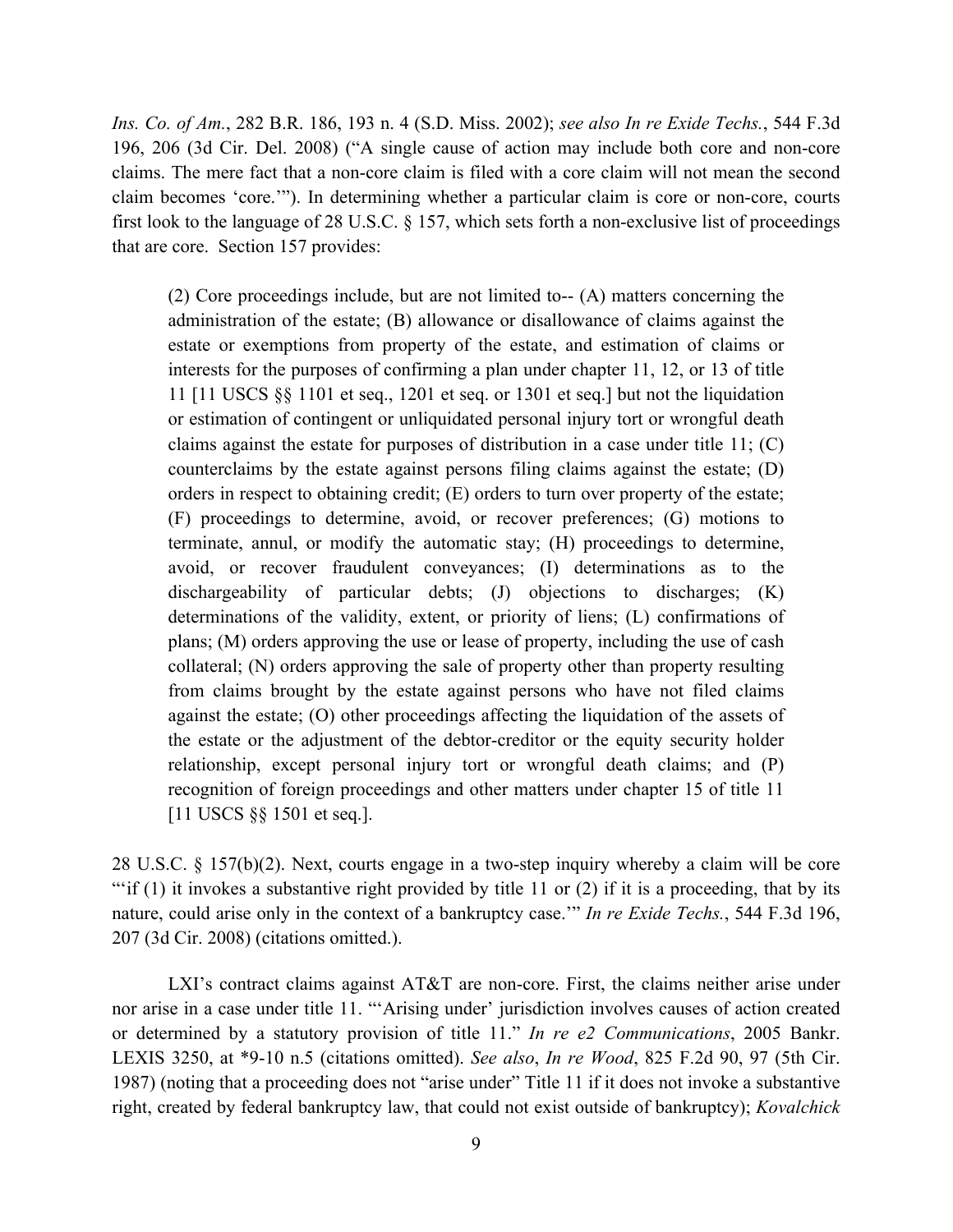*Ins. Co. of Am.*, 282 B.R. 186, 193 n. 4 (S.D. Miss. 2002); *see also In re Exide Techs.*, 544 F.3d 196, 206 (3d Cir. Del. 2008) ("A single cause of action may include both core and non-core claims. The mere fact that a non-core claim is filed with a core claim will not mean the second claim becomes 'core.'"). In determining whether a particular claim is core or non-core, courts first look to the language of 28 U.S.C. § 157, which sets forth a non-exclusive list of proceedings that are core. Section 157 provides:

> (2) Core proceedings include, but are not limited to-- (A) matters concerning the administration of the estate; (B) allowance or disallowance of claims against the estate or exemptions from property of the estate, and estimation of claims or interests for the purposes of confirming a plan under chapter 11, 12, or 13 of title 11 [11 USCS §§ 1101 et seq., 1201 et seq. or 1301 et seq.] but not the liquidation or estimation of contingent or unliquidated personal injury tort or wrongful death claims against the estate for purposes of distribution in a case under title 11; (C) counterclaims by the estate against persons filing claims against the estate; (D) orders in respect to obtaining credit; (E) orders to turn over property of the estate; (F) proceedings to determine, avoid, or recover preferences; (G) motions to terminate, annul, or modify the automatic stay; (H) proceedings to determine, avoid, or recover fraudulent conveyances; (I) determinations as to the dischargeability of particular debts; (J) objections to discharges; (K) determinations of the validity, extent, or priority of liens; (L) confirmations of plans; (M) orders approving the use or lease of property, including the use of cash collateral; (N) orders approving the sale of property other than property resulting from claims brought by the estate against persons who have not filed claims against the estate; (O) other proceedings affecting the liquidation of the assets of the estate or the adjustment of the debtor-creditor or the equity security holder relationship, except personal injury tort or wrongful death claims; and (P) recognition of foreign proceedings and other matters under chapter 15 of title 11 [11 USCS §§ 1501 et seq.].

28 U.S.C. § 157(b)(2). Next, courts engage in a two-step inquiry whereby a claim will be core "'if (1) it invokes a substantive right provided by title 11 or (2) if it is a proceeding, that by its nature, could arise only in the context of a bankruptcy case.'" *In re Exide Techs.*, 544 F.3d 196, 207 (3d Cir. 2008) (citations omitted.).

LXI's contract claims against AT&T are non-core. First, the claims neither arise under nor arise in a case under title 11. "'Arising under' jurisdiction involves causes of action created or determined by a statutory provision of title 11." *In re e2 Communications*, 2005 Bankr. LEXIS 3250, at *9-10 n.5 (citations omitted). *See also*, *In re Wood*, 825 F.2d 90, 97 (5th Cir. 1987) (noting that a proceeding does not "arise under" Title 11 if it does not invoke a substantive right, created by federal bankruptcy law, that could not exist outside of bankruptcy); *Kovalchick*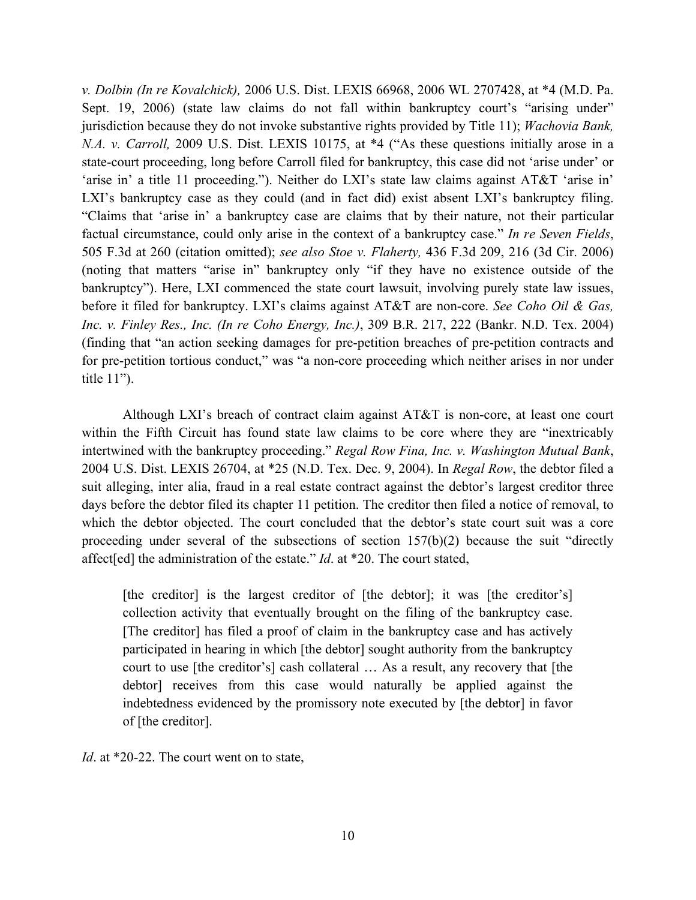*v. Dolbin (In re Kovalchick),* 2006 U.S. Dist. LEXIS 66968, 2006 WL 2707428, at *4 (M.D. Pa. Sept. 19, 2006) (state law claims do not fall within bankruptcy court's "arising under" jurisdiction because they do not invoke substantive rights provided by Title 11); *Wachovia Bank, N.A. v. Carroll,* 2009 U.S. Dist. LEXIS 10175, at *4 ("As these questions initially arose in a state-court proceeding, long before Carroll filed for bankruptcy, this case did not 'arise under' or 'arise in' a title 11 proceeding."). Neither do LXI's state law claims against AT&T 'arise in' LXI's bankruptcy case as they could (and in fact did) exist absent LXI's bankruptcy filing. "Claims that 'arise in' a bankruptcy case are claims that by their nature, not their particular factual circumstance, could only arise in the context of a bankruptcy case." *In re Seven Fields*, 505 F.3d at 260 (citation omitted); *see also Stoe v. Flaherty,* 436 F.3d 209, 216 (3d Cir. 2006) (noting that matters "arise in" bankruptcy only "if they have no existence outside of the bankruptcy"). Here, LXI commenced the state court lawsuit, involving purely state law issues, before it filed for bankruptcy. LXI's claims against AT&T are non-core. *See Coho Oil & Gas, Inc. v. Finley Res., Inc. (In re Coho Energy, Inc.)*, 309 B.R. 217, 222 (Bankr. N.D. Tex. 2004) (finding that "an action seeking damages for pre-petition breaches of pre-petition contracts and for pre-petition tortious conduct," was "a non-core proceeding which neither arises in nor under title 11").

Although LXI's breach of contract claim against AT&T is non-core, at least one court within the Fifth Circuit has found state law claims to be core where they are "inextricably intertwined with the bankruptcy proceeding." *Regal Row Fina, Inc. v. Washington Mutual Bank*, 2004 U.S. Dist. LEXIS 26704, at *25 (N.D. Tex. Dec. 9, 2004). In *Regal Row*, the debtor filed a suit alleging, inter alia, fraud in a real estate contract against the debtor's largest creditor three days before the debtor filed its chapter 11 petition. The creditor then filed a notice of removal, to which the debtor objected. The court concluded that the debtor's state court suit was a core proceeding under several of the subsections of section 157(b)(2) because the suit "directly affect[ed] the administration of the estate." *Id*. at *20. The court stated,

> [the creditor] is the largest creditor of [the debtor]; it was [the creditor's] collection activity that eventually brought on the filing of the bankruptcy case. [The creditor] has filed a proof of claim in the bankruptcy case and has actively participated in hearing in which [the debtor] sought authority from the bankruptcy court to use [the creditor's] cash collateral … As a result, any recovery that [the debtor] receives from this case would naturally be applied against the indebtedness evidenced by the promissory note executed by [the debtor] in favor of [the creditor].

*Id*. at *20-22. The court went on to state,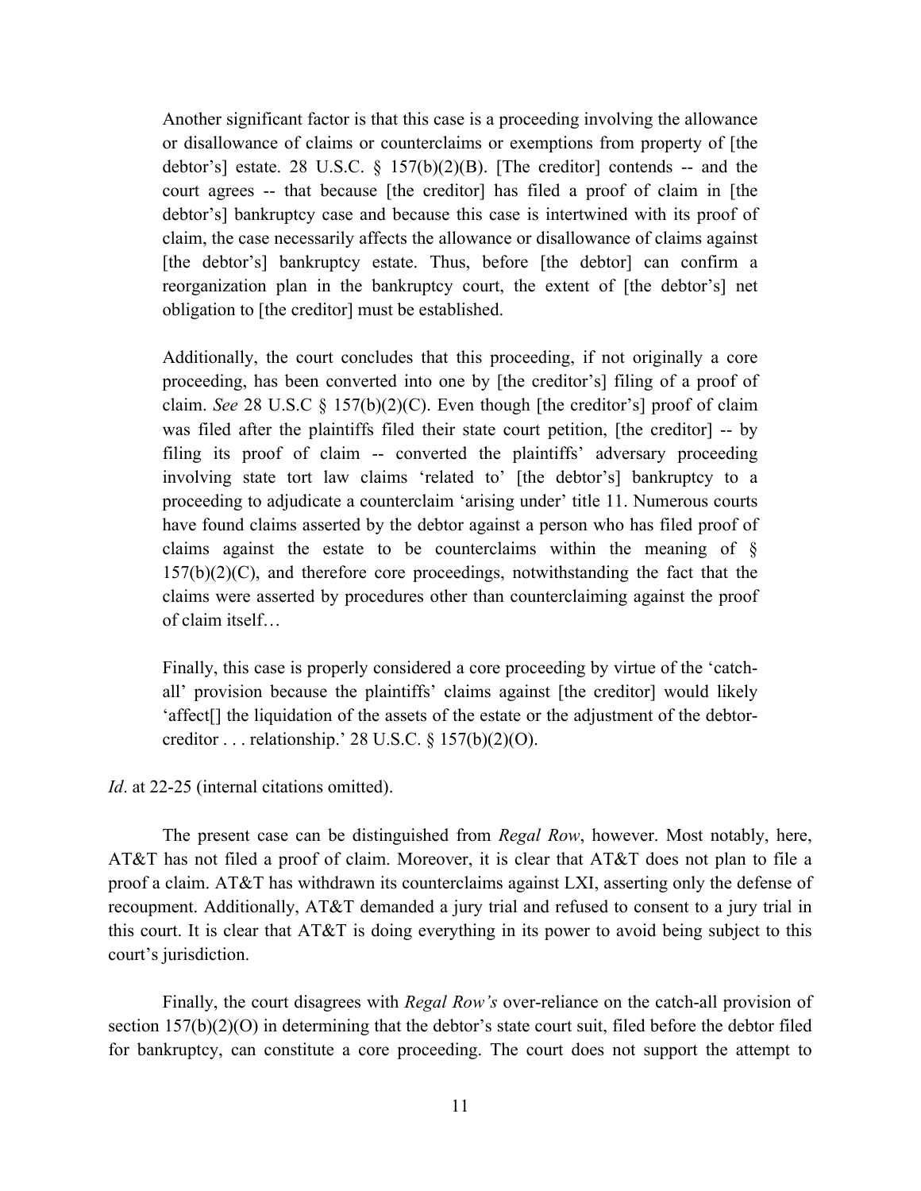> Another significant factor is that this case is a proceeding involving the allowance or disallowance of claims or counterclaims or exemptions from property of [the debtor's] estate. 28 U.S.C. § 157(b)(2)(B). [The creditor] contends -- and the court agrees -- that because [the creditor] has filed a proof of claim in [the debtor's] bankruptcy case and because this case is intertwined with its proof of claim, the case necessarily affects the allowance or disallowance of claims against [the debtor's] bankruptcy estate. Thus, before [the debtor] can confirm a reorganization plan in the bankruptcy court, the extent of [the debtor's] net obligation to [the creditor] must be established.
>
> Additionally, the court concludes that this proceeding, if not originally a core proceeding, has been converted into one by [the creditor's] filing of a proof of claim. *See* 28 U.S.C § 157(b)(2)(C). Even though [the creditor's] proof of claim was filed after the plaintiffs filed their state court petition, [the creditor] -- by filing its proof of claim -- converted the plaintiffs' adversary proceeding involving state tort law claims 'related to' [the debtor's] bankruptcy to a proceeding to adjudicate a counterclaim 'arising under' title 11. Numerous courts have found claims asserted by the debtor against a person who has filed proof of claims against the estate to be counterclaims within the meaning of § 157(b)(2)(C), and therefore core proceedings, notwithstanding the fact that the claims were asserted by procedures other than counterclaiming against the proof of claim itself…
>
> Finally, this case is properly considered a core proceeding by virtue of the 'catch-all' provision because the plaintiffs' claims against [the creditor] would likely 'affect[] the liquidation of the assets of the estate or the adjustment of the debtor-creditor . . . relationship.' 28 U.S.C. § 157(b)(2)(O).

*Id*. at 22-25 (internal citations omitted).

The present case can be distinguished from *Regal Row*, however. Most notably, here, AT&T has not filed a proof of claim. Moreover, it is clear that AT&T does not plan to file a proof a claim. AT&T has withdrawn its counterclaims against LXI, asserting only the defense of recoupment. Additionally, AT&T demanded a jury trial and refused to consent to a jury trial in this court. It is clear that AT&T is doing everything in its power to avoid being subject to this court's jurisdiction.

Finally, the court disagrees with *Regal Row's* over-reliance on the catch-all provision of section 157(b)(2)(O) in determining that the debtor's state court suit, filed before the debtor filed for bankruptcy, can constitute a core proceeding. The court does not support the attempt to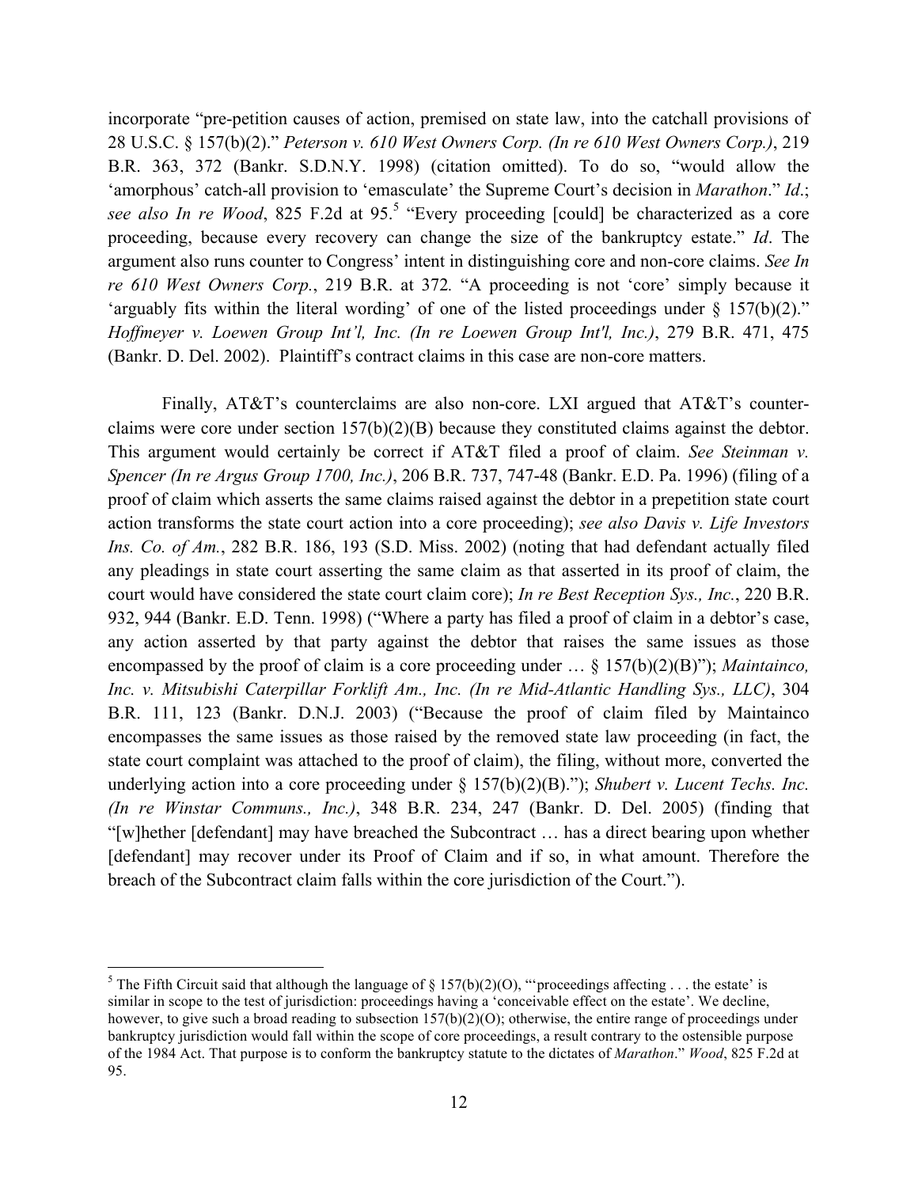incorporate "pre-petition causes of action, premised on state law, into the catchall provisions of 28 U.S.C. § 157(b)(2)." *Peterson v. 610 West Owners Corp. (In re 610 West Owners Corp.)*, 219 B.R. 363, 372 (Bankr. S.D.N.Y. 1998) (citation omitted). To do so, "would allow the 'amorphous' catch-all provision to 'emasculate' the Supreme Court's decision in *Marathon*." *Id*.; *see also In re Wood*, 825 F.2d at 95.[5] "Every proceeding [could] be characterized as a core proceeding, because every recovery can change the size of the bankruptcy estate." *Id*. The argument also runs counter to Congress' intent in distinguishing core and non-core claims. *See In re 610 West Owners Corp.*, 219 B.R. at 372*.* "A proceeding is not 'core' simply because it 'arguably fits within the literal wording' of one of the listed proceedings under § 157(b)(2)." *Hoffmeyer v. Loewen Group Int'l, Inc. (In re Loewen Group Int'l, Inc.)*, 279 B.R. 471, 475 (Bankr. D. Del. 2002). Plaintiff's contract claims in this case are non-core matters.

Finally, AT&T's counterclaims are also non-core. LXI argued that AT&T's counter-claims were core under section 157(b)(2)(B) because they constituted claims against the debtor. This argument would certainly be correct if AT&T filed a proof of claim. *See Steinman v. Spencer (In re Argus Group 1700, Inc.)*, 206 B.R. 737, 747-48 (Bankr. E.D. Pa. 1996) (filing of a proof of claim which asserts the same claims raised against the debtor in a prepetition state court action transforms the state court action into a core proceeding); *see also Davis v. Life Investors Ins. Co. of Am.*, 282 B.R. 186, 193 (S.D. Miss. 2002) (noting that had defendant actually filed any pleadings in state court asserting the same claim as that asserted in its proof of claim, the court would have considered the state court claim core); *In re Best Reception Sys., Inc.*, 220 B.R. 932, 944 (Bankr. E.D. Tenn. 1998) ("Where a party has filed a proof of claim in a debtor's case, any action asserted by that party against the debtor that raises the same issues as those encompassed by the proof of claim is a core proceeding under … § 157(b)(2)(B)"); *Maintainco, Inc. v. Mitsubishi Caterpillar Forklift Am., Inc. (In re Mid-Atlantic Handling Sys., LLC)*, 304 B.R. 111, 123 (Bankr. D.N.J. 2003) ("Because the proof of claim filed by Maintainco encompasses the same issues as those raised by the removed state law proceeding (in fact, the state court complaint was attached to the proof of claim), the filing, without more, converted the underlying action into a core proceeding under § 157(b)(2)(B)."); *Shubert v. Lucent Techs. Inc. (In re Winstar Communs., Inc.)*, 348 B.R. 234, 247 (Bankr. D. Del. 2005) (finding that "[w]hether [defendant] may have breached the Subcontract … has a direct bearing upon whether [defendant] may recover under its Proof of Claim and if so, in what amount. Therefore the breach of the Subcontract claim falls within the core jurisdiction of the Court.").

---

[5] The Fifth Circuit said that although the language of § 157(b)(2)(O), "'proceedings affecting . . . the estate' is similar in scope to the test of jurisdiction: proceedings having a 'conceivable effect on the estate'. We decline, however, to give such a broad reading to subsection 157(b)(2)(O); otherwise, the entire range of proceedings under bankruptcy jurisdiction would fall within the scope of core proceedings, a result contrary to the ostensible purpose of the 1984 Act. That purpose is to conform the bankruptcy statute to the dictates of *Marathon*." *Wood*, 825 F.2d at 95.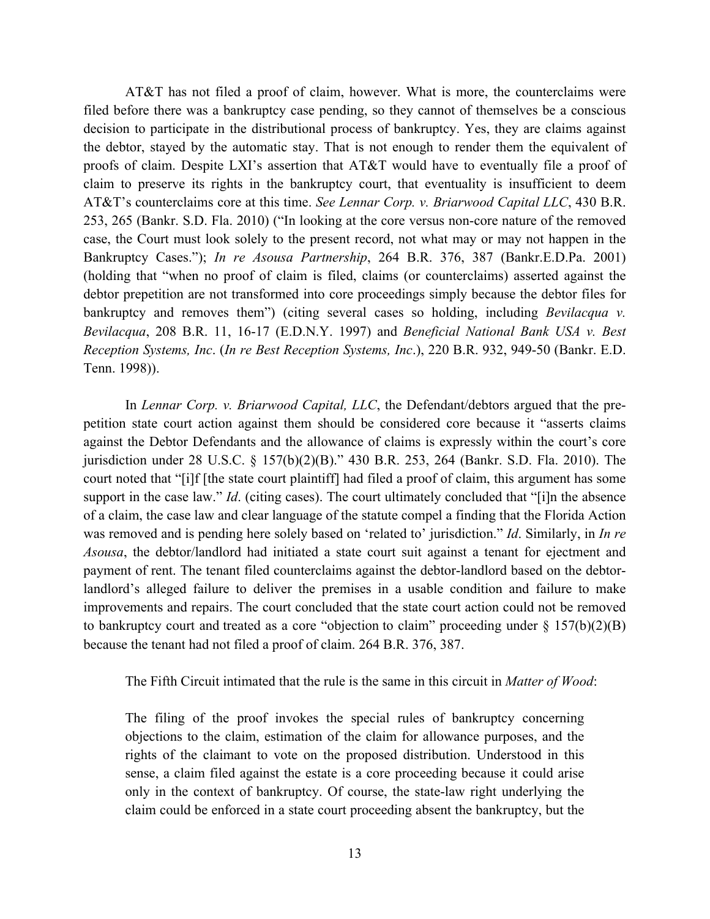AT&T has not filed a proof of claim, however. What is more, the counterclaims were filed before there was a bankruptcy case pending, so they cannot of themselves be a conscious decision to participate in the distributional process of bankruptcy. Yes, they are claims against the debtor, stayed by the automatic stay. That is not enough to render them the equivalent of proofs of claim. Despite LXI's assertion that AT&T would have to eventually file a proof of claim to preserve its rights in the bankruptcy court, that eventuality is insufficient to deem AT&T's counterclaims core at this time. *See Lennar Corp. v. Briarwood Capital LLC*, 430 B.R. 253, 265 (Bankr. S.D. Fla. 2010) ("In looking at the core versus non-core nature of the removed case, the Court must look solely to the present record, not what may or may not happen in the Bankruptcy Cases."); *In re Asousa Partnership*, 264 B.R. 376, 387 (Bankr.E.D.Pa. 2001) (holding that "when no proof of claim is filed, claims (or counterclaims) asserted against the debtor prepetition are not transformed into core proceedings simply because the debtor files for bankruptcy and removes them") (citing several cases holding, including *Bevilacqua v. Bevilacqua*, 208 B.R. 11, 16-17 (E.D.N.Y. 1997) and *Beneficial National Bank USA v. Best Reception Systems, Inc*. (*In re Best Reception Systems, Inc*.), 220 B.R. 932, 949-50 (Bankr. E.D. Tenn. 1998)).

In *Lennar Corp. v. Briarwood Capital, LLC*, the Defendant/debtors argued that the pre-petition state court action against them should be considered core because it "asserts claims against the Debtor Defendants and the allowance of claims is expressly within the court's core jurisdiction under 28 U.S.C. § 157(b)(2)(B)." 430 B.R. 253, 264 (Bankr. S.D. Fla. 2010). The court noted that "[i]f [the state court plaintiff] had filed a proof of claim, this argument has some support in the case law." *Id*. (citing cases). The court ultimately concluded that "[i]n the absence of a claim, the case law and clear language of the statute compel a finding that the Florida Action was removed and is pending here solely based on 'related to' jurisdiction." *Id*. Similarly, in *In re Asousa*, the debtor/landlord had initiated a state court suit against a tenant for ejectment and payment of rent. The tenant filed counterclaims against the debtor-landlord based on the debtor-landlord's alleged failure to deliver the premises in a usable condition and failure to make improvements and repairs. The court concluded that the state court action could not be removed to bankruptcy court and treated as a core "objection to claim" proceeding under § 157(b)(2)(B) because the tenant had not filed a proof of claim. 264 B.R. 376, 387.

The Fifth Circuit intimated that the rule is the same in this circuit in *Matter of Wood*:

> The filing of the proof invokes the special rules of bankruptcy concerning objections to the claim, estimation of the claim for allowance purposes, and the rights of the claimant to vote on the proposed distribution. Understood in this sense, a claim filed against the estate is a core proceeding because it could arise only in the context of bankruptcy. Of course, the state-law right underlying the claim could be enforced in a state court proceeding absent the bankruptcy, but the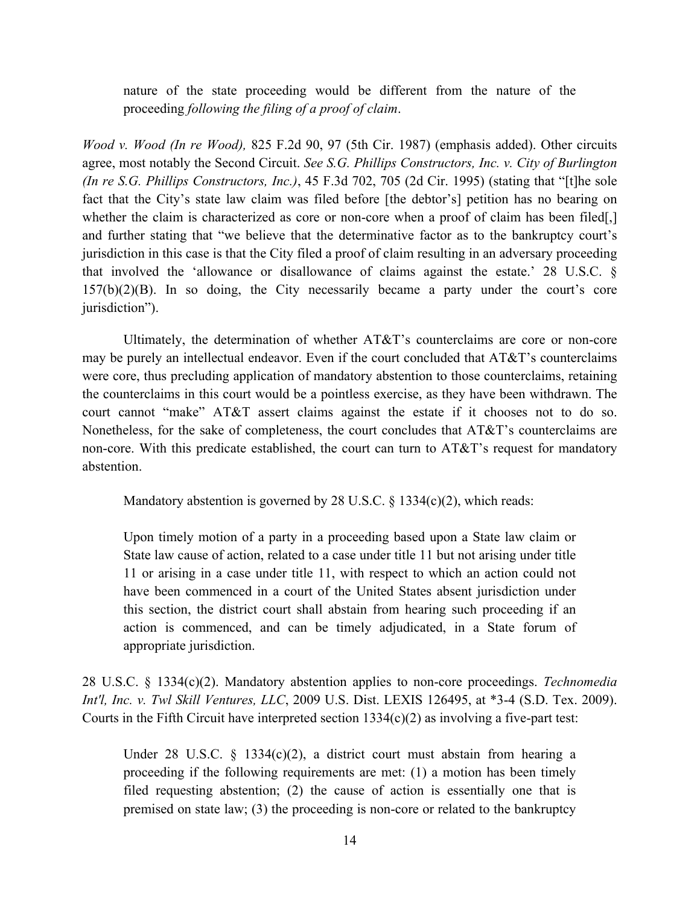> nature of the state proceeding would be different from the nature of the proceeding *following the filing of a proof of claim*.

*Wood v. Wood (In re Wood),* 825 F.2d 90, 97 (5th Cir. 1987) (emphasis added). Other circuits agree, most notably the Second Circuit. *See S.G. Phillips Constructors, Inc. v. City of Burlington (In re S.G. Phillips Constructors, Inc.)*, 45 F.3d 702, 705 (2d Cir. 1995) (stating that "[t]he sole fact that the City's state law claim was filed before [the debtor's] petition has no bearing on whether the claim is characterized as core or non-core when a proof of claim has been filed[,] and further stating that "we believe that the determinative factor as to the bankruptcy court's jurisdiction in this case is that the City filed a proof of claim resulting in an adversary proceeding that involved the 'allowance or disallowance of claims against the estate.' 28 U.S.C. § 157(b)(2)(B). In so doing, the City necessarily became a party under the court's core jurisdiction").

Ultimately, the determination of whether AT&T's counterclaims are core or non-core may be purely an intellectual endeavor. Even if the court concluded that AT&T's counterclaims were core, thus precluding application of mandatory abstention to those counterclaims, retaining the counterclaims in this court would be a pointless exercise, as they have been withdrawn. The court cannot "make" AT&T assert claims against the estate if it chooses not to do so. Nonetheless, for the sake of completeness, the court concludes that AT&T's counterclaims are non-core. With this predicate established, the court can turn to AT&T's request for mandatory abstention.

Mandatory abstention is governed by 28 U.S.C. § 1334(c)(2), which reads:

> Upon timely motion of a party in a proceeding based upon a State law claim or State law cause of action, related to a case under title 11 but not arising under title 11 or arising in a case under title 11, with respect to which an action could not have been commenced in a court of the United States absent jurisdiction under this section, the district court shall abstain from hearing such proceeding if an action is commenced, and can be timely adjudicated, in a State forum of appropriate jurisdiction.

28 U.S.C. § 1334(c)(2). Mandatory abstention applies to non-core proceedings. *Technomedia Int'l, Inc. v. Twl Skill Ventures, LLC*, 2009 U.S. Dist. LEXIS 126495, at *3-4 (S.D. Tex. 2009). Courts in the Fifth Circuit have interpreted section 1334(c)(2) as involving a five-part test:

> Under 28 U.S.C. § 1334(c)(2), a district court must abstain from hearing a proceeding if the following requirements are met: (1) a motion has been timely filed requesting abstention; (2) the cause of action is essentially one that is premised on state law; (3) the proceeding is non-core or related to the bankruptcy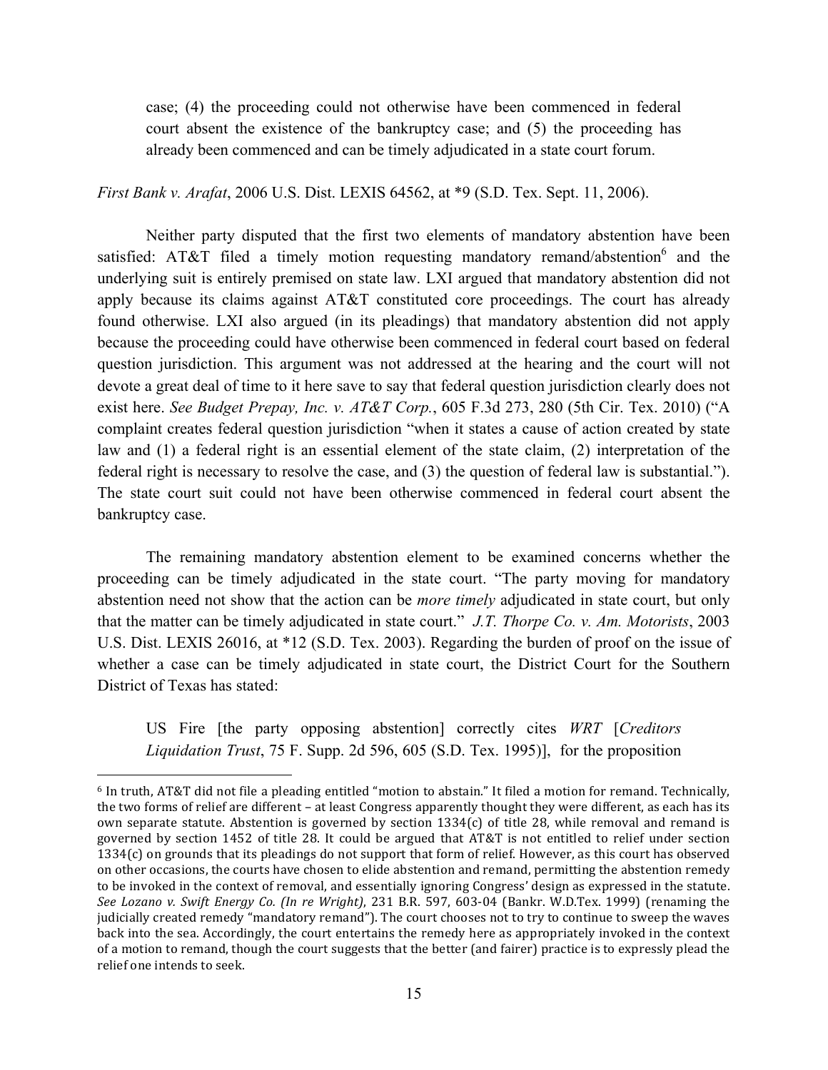> case; (4) the proceeding could not otherwise have been commenced in federal court absent the existence of the bankruptcy case; and (5) the proceeding has already been commenced and can be timely adjudicated in a state court forum.

*First Bank v. Arafat*, 2006 U.S. Dist. LEXIS 64562, at *9 (S.D. Tex. Sept. 11, 2006).

Neither party disputed that the first two elements of mandatory abstention have been satisfied: AT&T filed a timely motion requesting mandatory remand/abstention[6] and the underlying suit is entirely premised on state law. LXI argued that mandatory abstention did not apply because its claims against AT&T constituted core proceedings. The court has already found otherwise. LXI also argued (in its pleadings) that mandatory abstention did not apply because the proceeding could have otherwise been commenced in federal court based on federal question jurisdiction. This argument was not addressed at the hearing and the court will not devote a great deal of time to it here save to say that federal question jurisdiction clearly does not exist here. *See Budget Prepay, Inc. v. AT&T Corp.*, 605 F.3d 273, 280 (5th Cir. Tex. 2010) ("A complaint creates federal question jurisdiction "when it states a cause of action created by state law and (1) a federal right is an essential element of the state claim, (2) interpretation of the federal right is necessary to resolve the case, and (3) the question of federal law is substantial."). The state court suit could not have been otherwise commenced in federal court absent the bankruptcy case.

The remaining mandatory abstention element to be examined concerns whether the proceeding can be timely adjudicated in the state court. "The party moving for mandatory abstention need not show that the action can be *more timely* adjudicated in state court, but only that the matter can be timely adjudicated in state court." *J.T. Thorpe Co. v. Am. Motorists*, 2003 U.S. Dist. LEXIS 26016, at *12 (S.D. Tex. 2003). Regarding the burden of proof on the issue of whether a case can be timely adjudicated in state court, the District Court for the Southern District of Texas has stated:

> US Fire [the party opposing abstention] correctly cites *WRT* [*Creditors Liquidation Trust*, 75 F. Supp. 2d 596, 605 (S.D. Tex. 1995)], for the proposition

---

[6] In truth, AT&T did not file a pleading entitled "motion to abstain." It filed a motion for remand. Technically, the two forms of relief are different – at least Congress apparently thought they were different, as each has its own separate statute. Abstention is governed by section 1334(c) of title 28, while removal and remand is governed by section 1452 of title 28. It could be argued that AT&T is not entitled to relief under section 1334(c) on grounds that its pleadings do not support that form of relief. However, as this court has observed on other occasions, the courts have chosen to elide abstention and remand, permitting the abstention remedy to be invoked in the context of removal, and essentially ignoring Congress' design as expressed in the statute. *See Lozano v. Swift Energy Co. (In re Wright)*, 231 B.R. 597, 603-04 (Bankr. W.D.Tex. 1999) (renaming the judicially created remedy "mandatory remand"). The court chooses not to try to continue to sweep the waves back into the sea. Accordingly, the court entertains the remedy here as appropriately invoked in the context of a motion to remand, though the court suggests that the better (and fairer) practice is to expressly plead the relief one intends to seek.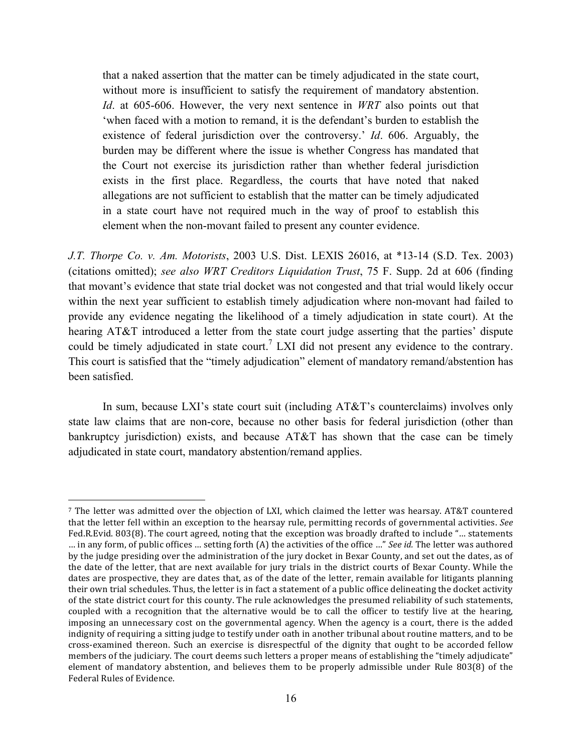> that a naked assertion that the matter can be timely adjudicated in the state court, without more is insufficient to satisfy the requirement of mandatory abstention. *Id*. at 605-606. However, the very next sentence in *WRT* also points out that 'when faced with a motion to remand, it is the defendant's burden to establish the existence of federal jurisdiction over the controversy.' *Id*. 606. Arguably, the burden may be different where the issue is whether Congress has mandated that the Court not exercise its jurisdiction rather than whether federal jurisdiction exists in the first place. Regardless, the courts that have noted that naked allegations are not sufficient to establish that the matter can be timely adjudicated in a state court have not required much in the way of proof to establish this element when the non-movant failed to present any counter evidence.

*J.T. Thorpe Co. v. Am. Motorists*, 2003 U.S. Dist. LEXIS 26016, at *13-14 (S.D. Tex. 2003) (citations omitted); *see also WRT Creditors Liquidation Trust*, 75 F. Supp. 2d at 606 (finding that movant's evidence that state trial docket was not congested and that trial would likely occur within the next year sufficient to establish timely adjudication where non-movant had failed to provide any evidence negating the likelihood of a timely adjudication in state court). At the hearing AT&T introduced a letter from the state court judge asserting that the parties' dispute could be timely adjudicated in state court.[7] LXI did not present any evidence to the contrary. This court is satisfied that the "timely adjudication" element of mandatory remand/abstention has been satisfied.

In sum, because LXI's state court suit (including AT&T's counterclaims) involves only state law claims that are non-core, because no other basis for federal jurisdiction (other than bankruptcy jurisdiction) exists, and because AT&T has shown that the case can be timely adjudicated in state court, mandatory abstention/remand applies.

---

[7] The letter was admitted over the objection of LXI, which claimed the letter was hearsay. AT&T countered that the letter fell within an exception to the hearsay rule, permitting records of governmental activities. *See* Fed.R.Evid. 803(8). The court agreed, noting that the exception was broadly drafted to include "... statements ... in any form, of public offices ... setting forth (A) the activities of the office ..." *See id.* The letter was authored by the judge presiding over the administration of the jury docket in Bexar County, and set out the dates, as of the date of the letter, that are next available for jury trials in the district courts of Bexar County. While the dates are prospective, they are dates that, as of the date of the letter, remain available for litigants planning their own trial schedules. Thus, the letter is in fact a statement of a public office delineating the docket activity of the state district court for this county. The rule acknowledges the presumed reliability of such statements, coupled with a recognition that the alternative would be to call the officer to testify live at the hearing, imposing an unnecessary cost on the governmental agency. When the agency is a court, there is the added indignity of requiring a sitting judge to testify under oath in another tribunal about routine matters, and to be cross-examined thereon. Such an exercise is disrespectful of the dignity that ought to be accorded fellow members of the judiciary. The court deems such letters a proper means of establishing the "timely adjudicate" element of mandatory abstention, and believes them to be properly admissible under Rule 803(8) of the Federal Rules of Evidence.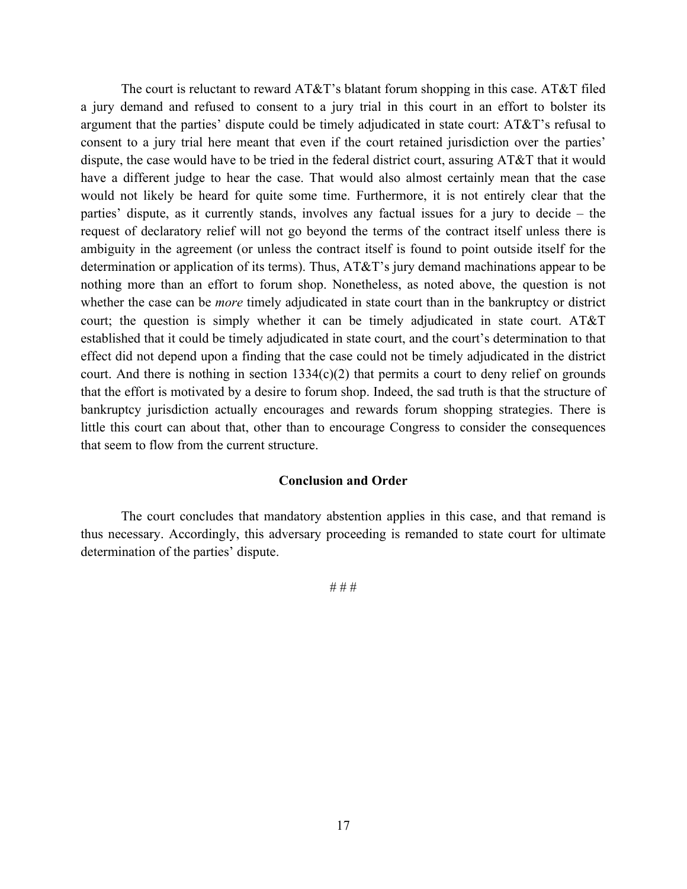The court is reluctant to reward AT&T's blatant forum shopping in this case. AT&T filed a jury demand and refused to consent to a jury trial in this court in an effort to bolster its argument that the parties' dispute could be timely adjudicated in state court: AT&T's refusal to consent to a jury trial here meant that even if the court retained jurisdiction over the parties' dispute, the case would have to be tried in the federal district court, assuring AT&T that it would have a different judge to hear the case. That would also almost certainly mean that the case would not likely be heard for quite some time. Furthermore, it is not entirely clear that the parties' dispute, as it currently stands, involves any factual issues for a jury to decide – the request of declaratory relief will not go beyond the terms of the contract itself unless there is ambiguity in the agreement (or unless the contract itself is found to point outside itself for the determination or application of its terms). Thus, AT&T's jury demand machinations appear to be nothing more than an effort to forum shop. Nonetheless, as noted above, the question is not whether the case can be *more* timely adjudicated in state court than in the bankruptcy or district court; the question is simply whether it can be timely adjudicated in state court. AT&T established that it could be timely adjudicated in state court, and the court's determination to that effect did not depend upon a finding that the case could not be timely adjudicated in the district court. And there is nothing in section 1334(c)(2) that permits a court to deny relief on grounds that the effort is motivated by a desire to forum shop. Indeed, the sad truth is that the structure of bankruptcy jurisdiction actually encourages and rewards forum shopping strategies. There is little this court can about that, other than to encourage Congress to consider the consequences that seem to flow from the current structure.

## Conclusion and Order

The court concludes that mandatory abstention applies in this case, and that remand is thus necessary. Accordingly, this adversary proceeding is remanded to state court for ultimate determination of the parties' dispute.

# # #